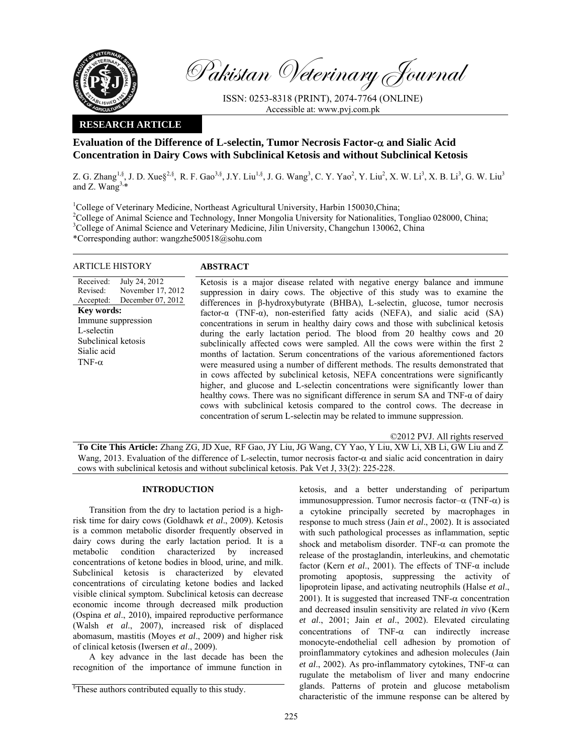# Pakistan Veterinary Journal

ISSN: 0253-8318 (PRINT), 2074-7764 (ONLINE)
Accessible at: www.pvj.com.pk

**RESEARCH ARTICLE**

## Evaluation of the Difference of L-selectin, Tumor Necrosis Factor-α and Sialic Acid Concentration in Dairy Cows with Subclinical Ketosis and without Subclinical Ketosis

Z. G. Zhang[1,§], J. D. Xue§[2,§], R. F. Gao[3,§], J.Y. Liu[1,§], J. G. Wang[3], C. Y. Yao[2], Y. Liu[2], X. W. Li[3], X. B. Li[3], G. W. Liu[3] and Z. Wang[3,*]

[1]College of Veterinary Medicine, Northeast Agricultural University, Harbin 150030,China;
[2]College of Animal Science and Technology, Inner Mongolia University for Nationalities, Tongliao 028000, China;
[3]College of Animal Science and Veterinary Medicine, Jilin University, Changchun 130062, China
*Corresponding author: wangzhe500518@sohu.com

**ARTICLE HISTORY**

Received: July 24, 2012
Revised: November 17, 2012
Accepted: December 07, 2012

**Key words:**
Immune suppression
L-selectin
Subclinical ketosis
Sialic acid
TNF-α

**ABSTRACT**

Ketosis is a major disease related with negative energy balance and immune suppression in dairy cows. The objective of this study was to examine the differences in β-hydroxybutyrate (BHBA), L-selectin, glucose, tumor necrosis factor-α (TNF-α), non-esterified fatty acids (NEFA), and sialic acid (SA) concentrations in serum in healthy dairy cows and those with subclinical ketosis during the early lactation period. The blood from 20 healthy cows and 20 subclinically affected cows were sampled. All the cows were within the first 2 months of lactation. Serum concentrations of the various aforementioned factors were measured using a number of different methods. The results demonstrated that in cows affected by subclinical ketosis, NEFA concentrations were significantly higher, and glucose and L-selectin concentrations were significantly lower than healthy cows. There was no significant difference in serum SA and TNF-α of dairy cows with subclinical ketosis compared to the control cows. The decrease in concentration of serum L-selectin may be related to immune suppression.

©2012 PVJ. All rights reserved

**To Cite This Article:** Zhang ZG, JD Xue, RF Gao, JY Liu, JG Wang, CY Yao, Y Liu, XW Li, XB Li, GW Liu and Z Wang, 2013. Evaluation of the difference of L-selectin, tumor necrosis factor-α and sialic acid concentration in dairy cows with subclinical ketosis and without subclinical ketosis. Pak Vet J, 33(2): 225-228.

## INTRODUCTION

Transition from the dry to lactation period is a high-risk time for dairy cows (Goldhawk *et al*., 2009). Ketosis is a common metabolic disorder frequently observed in dairy cows during the early lactation period. It is a metabolic condition characterized by increased concentrations of ketone bodies in blood, urine, and milk. Subclinical ketosis is characterized by elevated concentrations of circulating ketone bodies and lacked visible clinical symptom. Subclinical ketosis can decrease economic income through decreased milk production (Ospina *et al*., 2010), impaired reproductive performance (Walsh *et al*., 2007), increased risk of displaced abomasum, mastitis (Moyes *et al*., 2009) and higher risk of clinical ketosis (Iwersen *et al*., 2009).

A key advance in the last decade has been the recognition of the importance of immune function in ketosis, and a better understanding of peripartum immunosuppression. Tumor necrosis factor–α (TNF-α) is a cytokine principally secreted by macrophages in response to much stress (Jain *et al*., 2002). It is associated with such pathological processes as inflammation, septic shock and metabolism disorder. TNF-α can promote the release of the prostaglandin, interleukins, and chemotatic factor (Kern *et al*., 2001). The effects of TNF-α include promoting apoptosis, suppressing the activity of lipoprotein lipase, and activating neutrophils (Halse *et al*., 2001). It is suggested that increased TNF-α concentration and decreased insulin sensitivity are related *in vivo* (Kern *et al*., 2001; Jain *et al*., 2002). Elevated circulating concentrations of TNF-α can indirectly increase monocyte-endothelial cell adhesion by promotion of proinflammatory cytokines and adhesion molecules (Jain *et al*., 2002). As pro-inflammatory cytokines, TNF-α can rugulate the metabolism of liver and many endocrine glands. Patterns of protein and glucose metabolism characteristic of the immune response can be altered by

[§]These authors contributed equally to this study.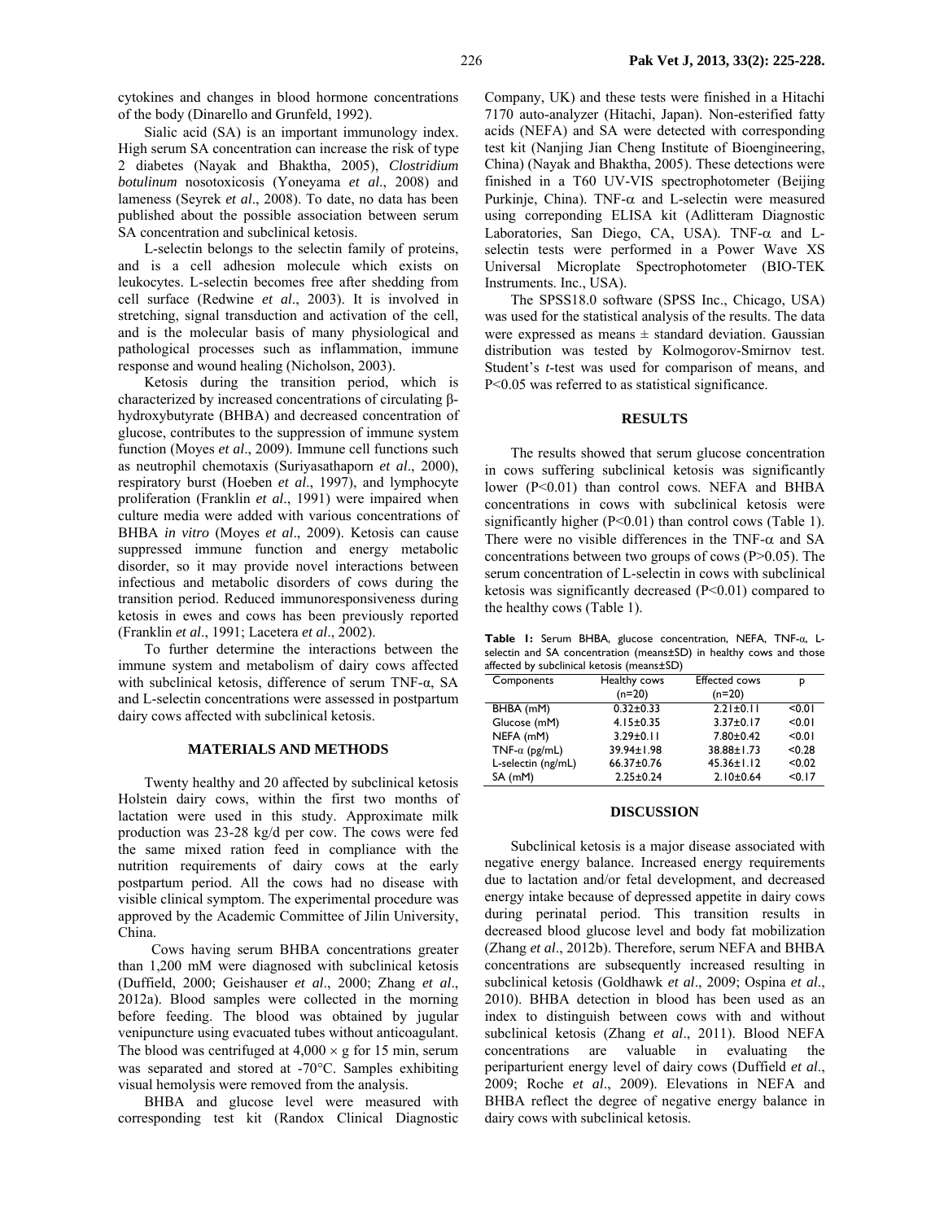cytokines and changes in blood hormone concentrations of the body (Dinarello and Grunfeld, 1992).

Sialic acid (SA) is an important immunology index. High serum SA concentration can increase the risk of type 2 diabetes (Nayak and Bhaktha, 2005), *Clostridium botulinum* nosotoxicosis (Yoneyama *et al*., 2008) and lameness (Seyrek *et al*., 2008). To date, no data has been published about the possible association between serum SA concentration and subclinical ketosis.

L-selectin belongs to the selectin family of proteins, and is a cell adhesion molecule which exists on leukocytes. L-selectin becomes free after shedding from cell surface (Redwine *et al*., 2003). It is involved in stretching, signal transduction and activation of the cell, and is the molecular basis of many physiological and pathological processes such as inflammation, immune response and wound healing (Nicholson, 2003).

Ketosis during the transition period, which is characterized by increased concentrations of circulating β-hydroxybutyrate (BHBA) and decreased concentration of glucose, contributes to the suppression of immune system function (Moyes *et al*., 2009). Immune cell functions such as neutrophil chemotaxis (Suriyasathaporn *et al*., 2000), respiratory burst (Hoeben *et al*., 1997), and lymphocyte proliferation (Franklin *et al*., 1991) were impaired when culture media were added with various concentrations of BHBA *in vitro* (Moyes *et al*., 2009). Ketosis can cause suppressed immune function and energy metabolic disorder, so it may provide novel interactions between infectious and metabolic disorders of cows during the transition period. Reduced immunoresponsiveness during ketosis in ewes and cows has been previously reported (Franklin *et al*., 1991; Lacetera *et al*., 2002).

To further determine the interactions between the immune system and metabolism of dairy cows affected with subclinical ketosis, difference of serum TNF-α, SA and L-selectin concentrations were assessed in postpartum dairy cows affected with subclinical ketosis.

## MATERIALS AND METHODS

Twenty healthy and 20 affected by subclinical ketosis Holstein dairy cows, within the first two months of lactation were used in this study. Approximate milk production was 23-28 kg/d per cow. The cows were fed the same mixed ration feed in compliance with the nutrition requirements of dairy cows at the early postpartum period. All the cows had no disease with visible clinical symptom. The experimental procedure was approved by the Academic Committee of Jilin University, China.

Cows having serum BHBA concentrations greater than 1,200 mM were diagnosed with subclinical ketosis (Duffield, 2000; Geishauser *et al*., 2000; Zhang *et al*., 2012a). Blood samples were collected in the morning before feeding. The blood was obtained by jugular venipuncture using evacuated tubes without anticoagulant. The blood was centrifuged at $4,000 \times g$ for 15 min, serum was separated and stored at -70°C. Samples exhibiting visual hemolysis were removed from the analysis.

BHBA and glucose level were measured with corresponding test kit (Randox Clinical Diagnostic Company, UK) and these tests were finished in a Hitachi 7170 auto-analyzer (Hitachi, Japan). Non-esterified fatty acids (NEFA) and SA were detected with corresponding test kit (Nanjing Jian Cheng Institute of Bioengineering, China) (Nayak and Bhaktha, 2005). These detections were finished in a T60 UV-VIS spectrophotometer (Beijing Purkinje, China). TNF-α and L-selectin were measured using correponding ELISA kit (Adlitteram Diagnostic Laboratories, San Diego, CA, USA). TNF-α and L-selectin tests were performed in a Power Wave XS Universal Microplate Spectrophotometer (BIO-TEK Instruments. Inc., USA).

The SPSS18.0 software (SPSS Inc., Chicago, USA) was used for the statistical analysis of the results. The data were expressed as means ± standard deviation. Gaussian distribution was tested by Kolmogorov-Smirnov test. Student's *t*-test was used for comparison of means, and $P<0.05$ was referred to as statistical significance.

## RESULTS

The results showed that serum glucose concentration in cows suffering subclinical ketosis was significantly lower ($P<0.01$) than control cows. NEFA and BHBA concentrations in cows with subclinical ketosis were significantly higher ($P<0.01$) than control cows (Table 1). There were no visible differences in the TNF-α and SA concentrations between two groups of cows ($P>0.05$). The serum concentration of L-selectin in cows with subclinical ketosis was significantly decreased ($P<0.01$) compared to the healthy cows (Table 1).

**Table 1:** Serum BHBA, glucose concentration, NEFA, TNF-α, L-selectin and SA concentration (means±SD) in healthy cows and those affected by subclinical ketosis (means±SD)

| Components | Healthy cows (n=20) | Effected cows (n=20) | P |
|---|---|---|---|
| BHBA (mM) | 0.32±0.33 | 2.21±0.11 | <0.01 |
| Glucose (mM) | 4.15±0.35 | 3.37±0.17 | <0.01 |
| NEFA (mM) | 3.29±0.11 | 7.80±0.42 | <0.01 |
| TNF-α (pg/mL) | 39.94±1.98 | 38.88±1.73 | <0.28 |
| L-selectin (ng/mL) | 66.37±0.76 | 45.36±1.12 | <0.02 |
| SA (mM) | 2.25±0.24 | 2.10±0.64 | <0.17 |

## DISCUSSION

Subclinical ketosis is a major disease associated with negative energy balance. Increased energy requirements due to lactation and/or fetal development, and decreased energy intake because of depressed appetite in dairy cows during perinatal period. This transition results in decreased blood glucose level and body fat mobilization (Zhang *et al*., 2012b). Therefore, serum NEFA and BHBA concentrations are subsequently increased resulting in subclinical ketosis (Goldhawk *et al*., 2009; Ospina *et al*., 2010). BHBA detection in blood has been used as an index to distinguish between cows with and without subclinical ketosis (Zhang *et al*., 2011). Blood NEFA concentrations are valuable in evaluating the periparturient energy level of dairy cows (Duffield *et al*., 2009; Roche *et al*., 2009). Elevations in NEFA and BHBA reflect the degree of negative energy balance in dairy cows with subclinical ketosis.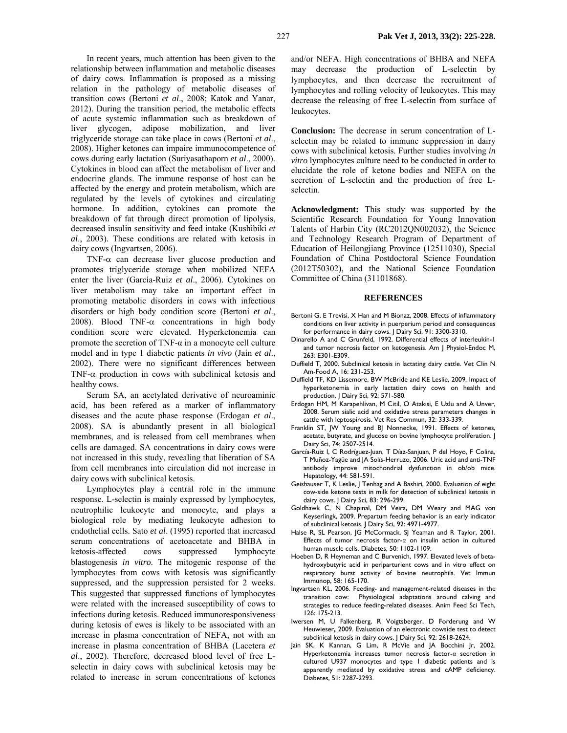In recent years, much attention has been given to the relationship between inflammation and metabolic diseases of dairy cows. Inflammation is proposed as a missing relation in the pathology of metabolic diseases of transition cows (Bertoni *et al*., 2008; Katok and Yanar, 2012). During the transition period, the metabolic effects of acute systemic inflammation such as breakdown of liver glycogen, adipose mobilization, and liver triglyceride storage can take place in cows (Bertoni *et al*., 2008). Higher ketones can impaire immunocompetence of cows during early lactation (Suriyasathaporn *et al*., 2000). Cytokines in blood can affect the metabolism of liver and endocrine glands. The immune response of host can be affected by the energy and protein metabolism, which are regulated by the levels of cytokines and circulating hormone. In addition, cytokines can promote the breakdown of fat through direct promotion of lipolysis, decreased insulin sensitivity and feed intake (Kushibiki *et al*., 2003). These conditions are related with ketosis in dairy cows (Ingvartsen, 2006).

TNF-$\alpha$ can decrease liver glucose production and promotes triglyceride storage when mobilized NEFA enter the liver (García-Ruiz *et al*., 2006). Cytokines on liver metabolism may take an important effect in promoting metabolic disorders in cows with infectious disorders or high body condition score (Bertoni *et al*., 2008). Blood TNF-$\alpha$ concentrations in high body condition score were elevated. Hyperketonemia can promote the secretion of TNF-$\alpha$ in a monocyte cell culture model and in type 1 diabetic patients *in vivo* (Jain *et al*., 2002). There were no significant differences between TNF-$\alpha$ production in cows with subclinical ketosis and healthy cows.

Serum SA, an acetylated derivative of neuroaminic acid, has been refered as a marker of inflammatory diseases and the acute phase response (Erdogan *et al*., 2008). SA is abundantly present in all biological membranes, and is released from cell membranes when cells are damaged. SA concentrations in dairy cows were not increased in this study, revealing that liberation of SA from cell membranes into circulation did not increase in dairy cows with subclinical ketosis.

Lymphocytes play a central role in the immune response. L-selectin is mainly expressed by lymphocytes, neutrophilic leukocyte and monocyte, and plays a biological role by mediating leukocyte adhesion to endothelial cells. Sato *et al*. (1995) reported that increased serum concentrations of acetoacetate and BHBA in ketosis-affected cows suppressed lymphocyte blastogenesis *in vitro*. The mitogenic response of the lymphocytes from cows with ketosis was significantly suppressed, and the suppression persisted for 2 weeks. This suggested that suppressed functions of lymphocytes were related with the increased susceptibility of cows to infections during ketosis. Reduced immunoresponsiveness during ketosis of ewes is likely to be associated with an increase in plasma concentration of NEFA, not with an increase in plasma concentration of BHBA (Lacetera *et al*., 2002). Therefore, decreased blood level of free L-selectin in dairy cows with subclinical ketosis may be related to increase in serum concentrations of ketones and/or NEFA. High concentrations of BHBA and NEFA may decrease the production of L-selectin by lymphocytes, and then decrease the recruitment of lymphocytes and rolling velocity of leukocytes. This may decrease the releasing of free L-selectin from surface of leukocytes.

**Conclusion:** The decrease in serum concentration of L-selectin may be related to immune suppression in dairy cows with subclinical ketosis. Further studies involving *in vitro* lymphocytes culture need to be conducted in order to elucidate the role of ketone bodies and NEFA on the secretion of L-selectin and the production of free L-selectin.

**Acknowledgment:** This study was supported by the Scientific Research Foundation for Young Innovation Talents of Harbin City (RC2012QN002032), the Science and Technology Research Program of Department of Education of Heilongjiang Province (12511030), Special Foundation of China Postdoctoral Science Foundation (2012T50302), and the National Science Foundation Committee of China (31101868).

## REFERENCES

Bertoni G, E Trevisi, X Han and M Bionaz, 2008. Effects of inflammatory conditions on liver activity in puerperium period and consequences for performance in dairy cows. J Dairy Sci, 91: 3300-3310.

Dinarello A and C Grunfeld, 1992. Differential effects of interleukin-1 and tumor necrosis factor on ketogenesis. Am J Physiol-Endoc M, 263: E301-E309.

Duffield T, 2000. Subclinical ketosis in lactating dairy cattle. Vet Clin N Am-Food A, 16: 231-253.

Duffield TF, KD Lissemore, BW McBride and KE Leslie, 2009. Impact of hyperketonemia in early lactation dairy cows on health and production. J Dairy Sci, 92: 571-580.

Erdogan HM, M Karapehlivan, M Citil, O Atakisi, E Uzlu and A Unver, 2008. Serum sialic acid and oxidative stress parameters changes in cattle with leptospirosis. Vet Res Commun, 32: 333-339.

Franklin ST, JW Young and BJ Nonnecke, 1991. Effects of ketones, acetate, butyrate, and glucose on bovine lymphocyte proliferation. J Dairy Sci, 74: 2507-2514.

García-Ruiz I, C Rodríguez-Juan, T Díaz-Sanjuan, P del Hoyo, F Colina, T Muñoz-Yagüe and JA Solís-Herruzo, 2006. Uric acid and anti-TNF antibody improve mitochondrial dysfunction in ob/ob mice. Hepatology, 44: 581-591.

Geishauser T, K Leslie, J Tenhag and A Bashiri, 2000. Evaluation of eight cow-side ketone tests in milk for detection of subclinical ketosis in dairy cows. J Dairy Sci, 83: 296-299.

Goldhawk C, N Chapinal, DM Veira, DM Weary and MAG von Keyserlingk, 2009. Prepartum feeding behavior is an early indicator of subclinical ketosis. J Dairy Sci, 92: 4971-4977.

Halse R, SL Pearson, JG McCormack, SJ Yeaman and R Taylor, 2001. Effects of tumor necrosis factor-$\alpha$ on insulin action in cultured human muscle cells. Diabetes, 50: 1102-1109.

Hoeben D, R Heyneman and C Burvenich, 1997. Elevated levels of beta-hydroxybutyric acid in periparturient cows and in vitro effect on respiratory burst activity of bovine neutrophils. Vet Immun Immunop, 58: 165-170.

Ingvartsen KL, 2006. Feeding- and management-related diseases in the transition cow: Physiological adaptations around calving and strategies to reduce feeding-related diseases. Anim Feed Sci Tech, 126: 175-213.

Iwersen M, U Falkenberg, R Voigtsberger, D Forderung and W Heuwieser, 2009. Evaluation of an electronic cowside test to detect subclinical ketosis in dairy cows. J Dairy Sci, 92: 2618-2624.

Jain SK, K Kannan, G Lim, R McVie and JA Bocchini Jr, 2002. Hyperketonemia increases tumor necrosis factor-$\alpha$ secretion in cultured U937 monocytes and type 1 diabetic patients and is apparently mediated by oxidative stress and cAMP deficiency. Diabetes, 51: 2287-2293.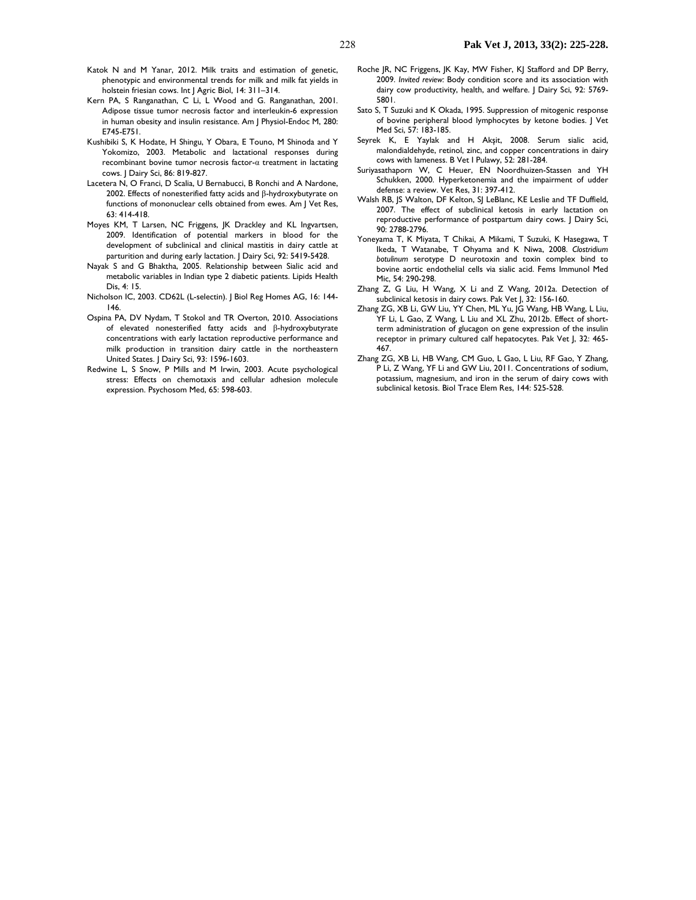Katok N and M Yanar, 2012. Milk traits and estimation of genetic, phenotypic and environmental trends for milk and milk fat yields in holstein friesian cows. Int J Agric Biol, 14: 311–314.

Kern PA, S Ranganathan, C Li, L Wood and G. Ranganathan, 2001. Adipose tissue tumor necrosis factor and interleukin-6 expression in human obesity and insulin resistance. Am J Physiol-Endoc M, 280: E745-E751.

Kushibiki S, K Hodate, H Shingu, Y Obara, E Touno, M Shinoda and Y Yokomizo, 2003. Metabolic and lactational responses during recombinant bovine tumor necrosis factor-α treatment in lactating cows. J Dairy Sci, 86: 819-827.

Lacetera N, O Franci, D Scalia, U Bernabucci, B Ronchi and A Nardone, 2002. Effects of nonesterified fatty acids and β-hydroxybutyrate on functions of mononuclear cells obtained from ewes. Am J Vet Res, 63: 414-418.

Moyes KM, T Larsen, NC Friggens, JK Drackley and KL Ingvartsen, 2009. Identification of potential markers in blood for the development of subclinical and clinical mastitis in dairy cattle at parturition and during early lactation. J Dairy Sci, 92: 5419-5428.

Nayak S and G Bhaktha, 2005. Relationship between Sialic acid and metabolic variables in Indian type 2 diabetic patients. Lipids Health Dis, 4: 15.

Nicholson IC, 2003. CD62L (L-selectin). J Biol Reg Homes AG, 16: 144-146.

Ospina PA, DV Nydam, T Stokol and TR Overton, 2010. Associations of elevated nonesterified fatty acids and β-hydroxybutyrate concentrations with early lactation reproductive performance and milk production in transition dairy cattle in the northeastern United States. J Dairy Sci, 93: 1596-1603.

Redwine L, S Snow, P Mills and M Irwin, 2003. Acute psychological stress: Effects on chemotaxis and cellular adhesion molecule expression. Psychosom Med, 65: 598-603.

Roche JR, NC Friggens, JK Kay, MW Fisher, KJ Stafford and DP Berry, 2009. *Invited review:* Body condition score and its association with dairy cow productivity, health, and welfare. J Dairy Sci, 92: 5769-5801.

Sato S, T Suzuki and K Okada, 1995. Suppression of mitogenic response of bovine peripheral blood lymphocytes by ketone bodies. J Vet Med Sci, 57: 183-185.

Seyrek K, E Yaylak and H Akşit, 2008. Serum sialic acid, malondialdehyde, retinol, zinc, and copper concentrations in dairy cows with lameness. B Vet I Pulawy, 52: 281-284.

Suriyasathaporn W, C Heuer, EN Noordhuizen-Stassen and YH Schukken, 2000. Hyperketonemia and the impairment of udder defense: a review. Vet Res, 31: 397-412.

Walsh RB, JS Walton, DF Kelton, SJ LeBlanc, KE Leslie and TF Duffield, 2007. The effect of subclinical ketosis in early lactation on reproductive performance of postpartum dairy cows. J Dairy Sci, 90: 2788-2796.

Yoneyama T, K Miyata, T Chikai, A Mikami, T Suzuki, K Hasegawa, T Ikeda, T Watanabe, T Ohyama and K Niwa, 2008. *Clostridium botulinum* serotype D neurotoxin and toxin complex bind to bovine aortic endothelial cells via sialic acid. Fems Immunol Med Mic, 54: 290-298.

Zhang Z, G Liu, H Wang, X Li and Z Wang, 2012a. Detection of subclinical ketosis in dairy cows. Pak Vet J, 32: 156-160.

Zhang ZG, XB Li, GW Liu, YY Chen, ML Yu, JG Wang, HB Wang, L Liu, YF Li, L Gao, Z Wang, L Liu and XL Zhu, 2012b. Effect of short-term administration of glucagon on gene expression of the insulin receptor in primary cultured calf hepatocytes. Pak Vet J, 32: 465-467.

Zhang ZG, XB Li, HB Wang, CM Guo, L Gao, L Liu, RF Gao, Y Zhang, P Li, Z Wang, YF Li and GW Liu, 2011. Concentrations of sodium, potassium, magnesium, and iron in the serum of dairy cows with subclinical ketosis. Biol Trace Elem Res, 144: 525-528.